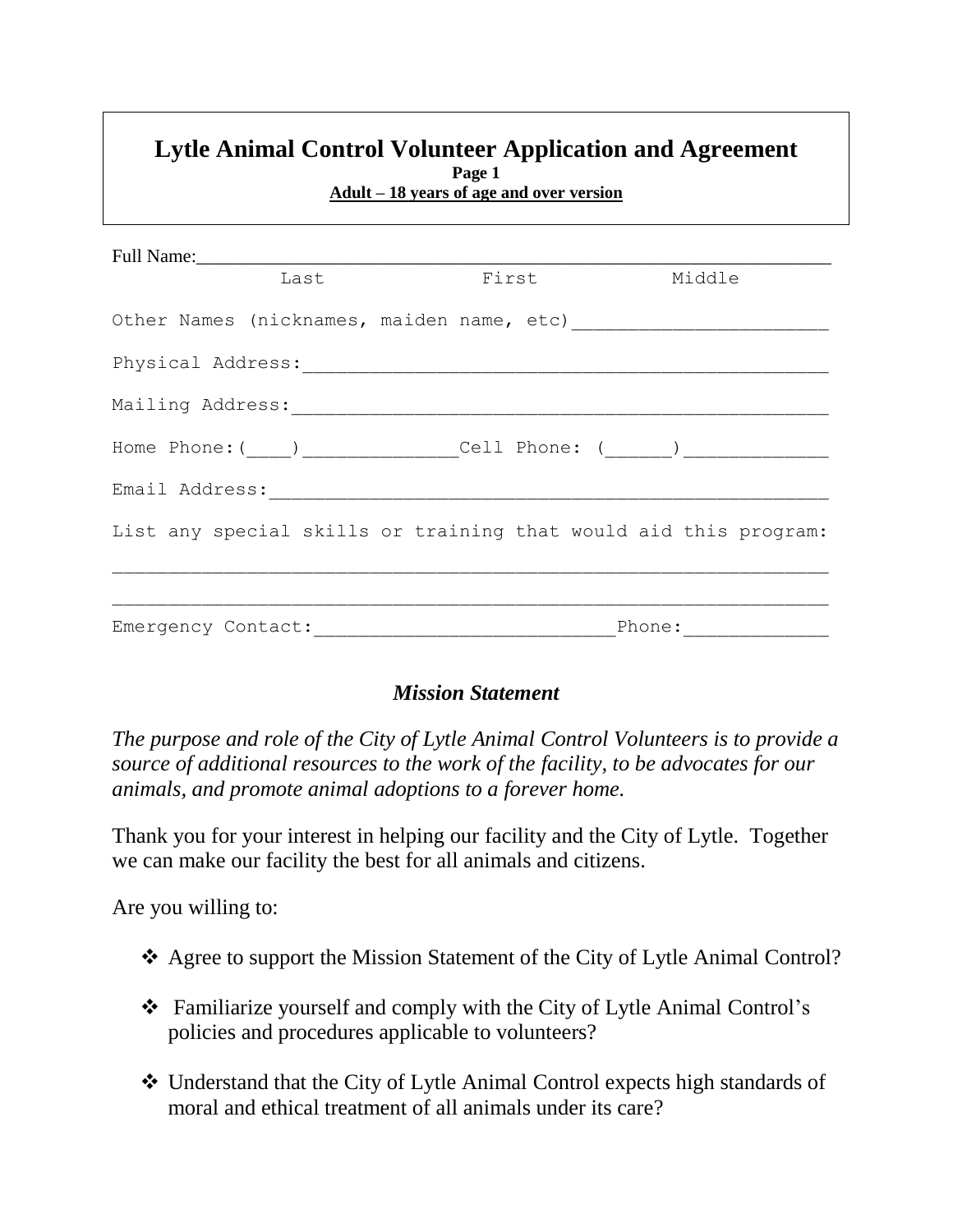# Lytle Animal Control Volunteer Application and Agreement

**Page 1**

**Adult – 18 years of age and over version**

Full Name:________________________________________________________________
Last                    First                    Middle

Other Names (nicknames, maiden name, etc)________________________

Physical Address:_______________________________________________

Mailing Address:________________________________________________

Home Phone:(____)______________Cell Phone: (______)_____________

Email Address:__________________________________________________

List any special skills or training that would aid this program:

________________________________________________________________

________________________________________________________________

Emergency Contact:__________________________Phone:_____________

### *Mission Statement*

*The purpose and role of the City of Lytle Animal Control Volunteers is to provide a source of additional resources to the work of the facility, to be advocates for our animals, and promote animal adoptions to a forever home.*

Thank you for your interest in helping our facility and the City of Lytle. Together we can make our facility the best for all animals and citizens.

Are you willing to:

- Agree to support the Mission Statement of the City of Lytle Animal Control?
- Familiarize yourself and comply with the City of Lytle Animal Control's policies and procedures applicable to volunteers?
- Understand that the City of Lytle Animal Control expects high standards of moral and ethical treatment of all animals under its care?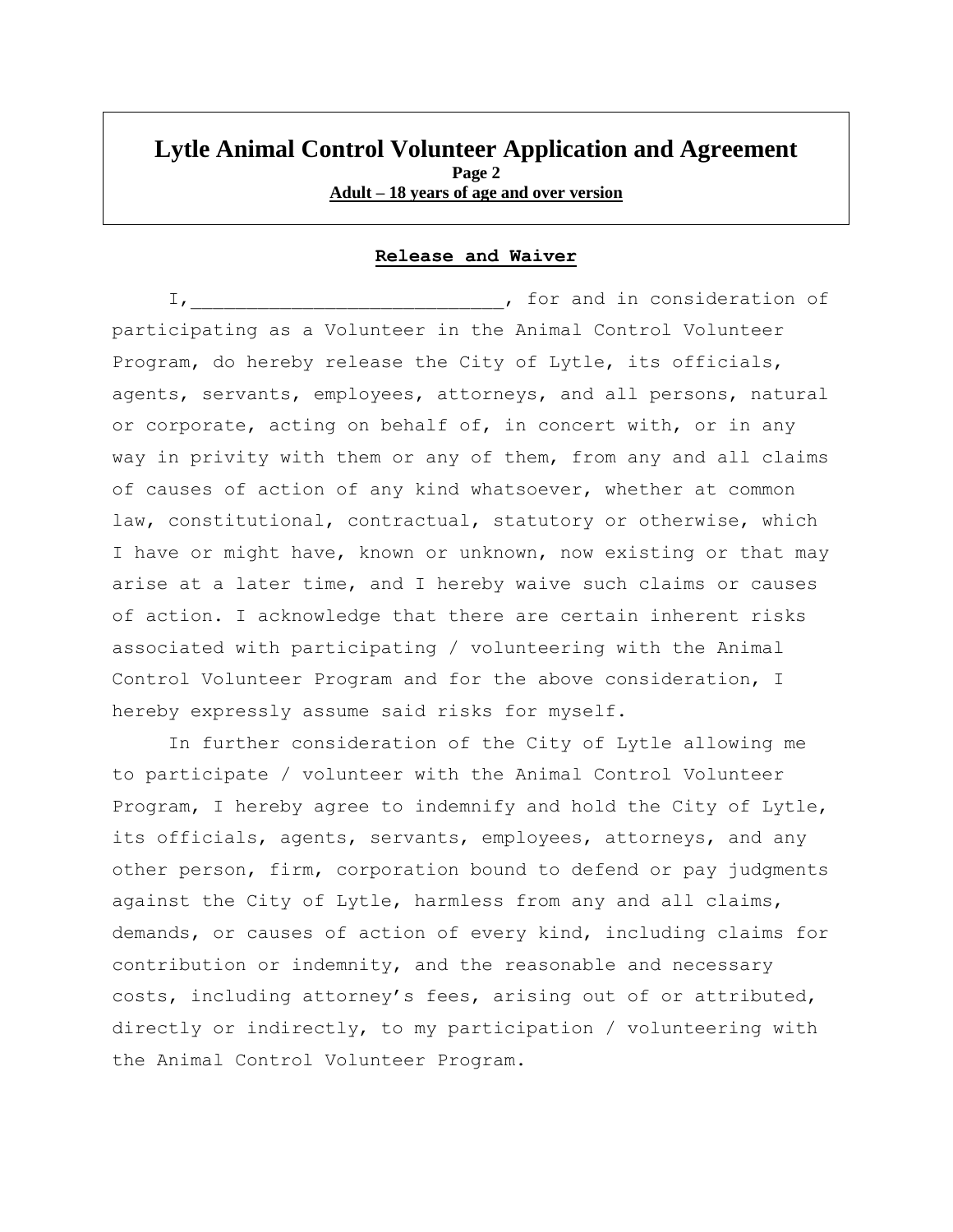# Lytle Animal Control Volunteer Application and Agreement

**Page 2**

**Adult – 18 years of age and over version**

## Release and Waiver

I,___________________________, for and in consideration of participating as a Volunteer in the Animal Control Volunteer Program, do hereby release the City of Lytle, its officials, agents, servants, employees, attorneys, and all persons, natural or corporate, acting on behalf of, in concert with, or in any way in privity with them or any of them, from any and all claims of causes of action of any kind whatsoever, whether at common law, constitutional, contractual, statutory or otherwise, which I have or might have, known or unknown, now existing or that may arise at a later time, and I hereby waive such claims or causes of action. I acknowledge that there are certain inherent risks associated with participating / volunteering with the Animal Control Volunteer Program and for the above consideration, I hereby expressly assume said risks for myself.

In further consideration of the City of Lytle allowing me to participate / volunteer with the Animal Control Volunteer Program, I hereby agree to indemnify and hold the City of Lytle, its officials, agents, servants, employees, attorneys, and any other person, firm, corporation bound to defend or pay judgments against the City of Lytle, harmless from any and all claims, demands, or causes of action of every kind, including claims for contribution or indemnity, and the reasonable and necessary costs, including attorney's fees, arising out of or attributed, directly or indirectly, to my participation / volunteering with the Animal Control Volunteer Program.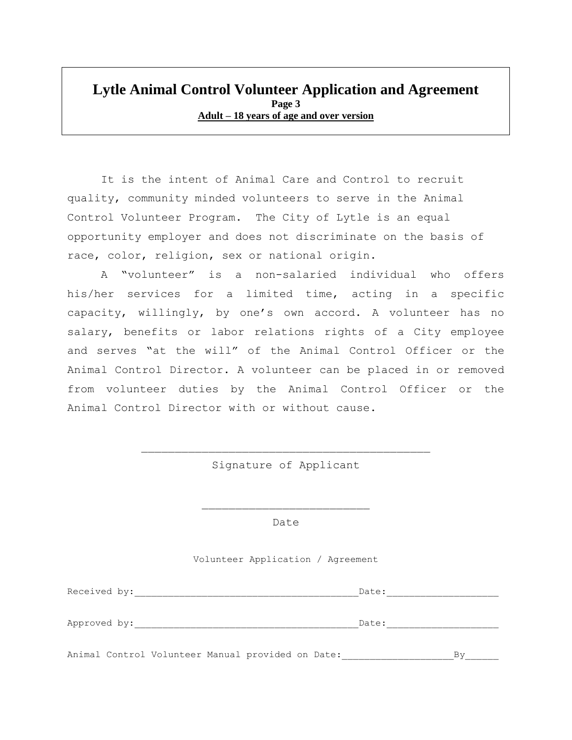# Lytle Animal Control Volunteer Application and Agreement

**Page 3**

**Adult – 18 years of age and over version**

It is the intent of Animal Care and Control to recruit quality, community minded volunteers to serve in the Animal Control Volunteer Program. The City of Lytle is an equal opportunity employer and does not discriminate on the basis of race, color, religion, sex or national origin.

A "volunteer" is a non-salaried individual who offers his/her services for a limited time, acting in a specific capacity, willingly, by one's own accord. A volunteer has no salary, benefits or labor relations rights of a City employee and serves "at the will" of the Animal Control Officer or the Animal Control Director. A volunteer can be placed in or removed from volunteer duties by the Animal Control Officer or the Animal Control Director with or without cause.

_____________________________________________

Signature of Applicant

__________________________

Date

Volunteer Application / Agreement

Received by:_______________________________________Date:___________________

Approved by:_______________________________________Date:___________________

Animal Control Volunteer Manual provided on Date:___________________By______